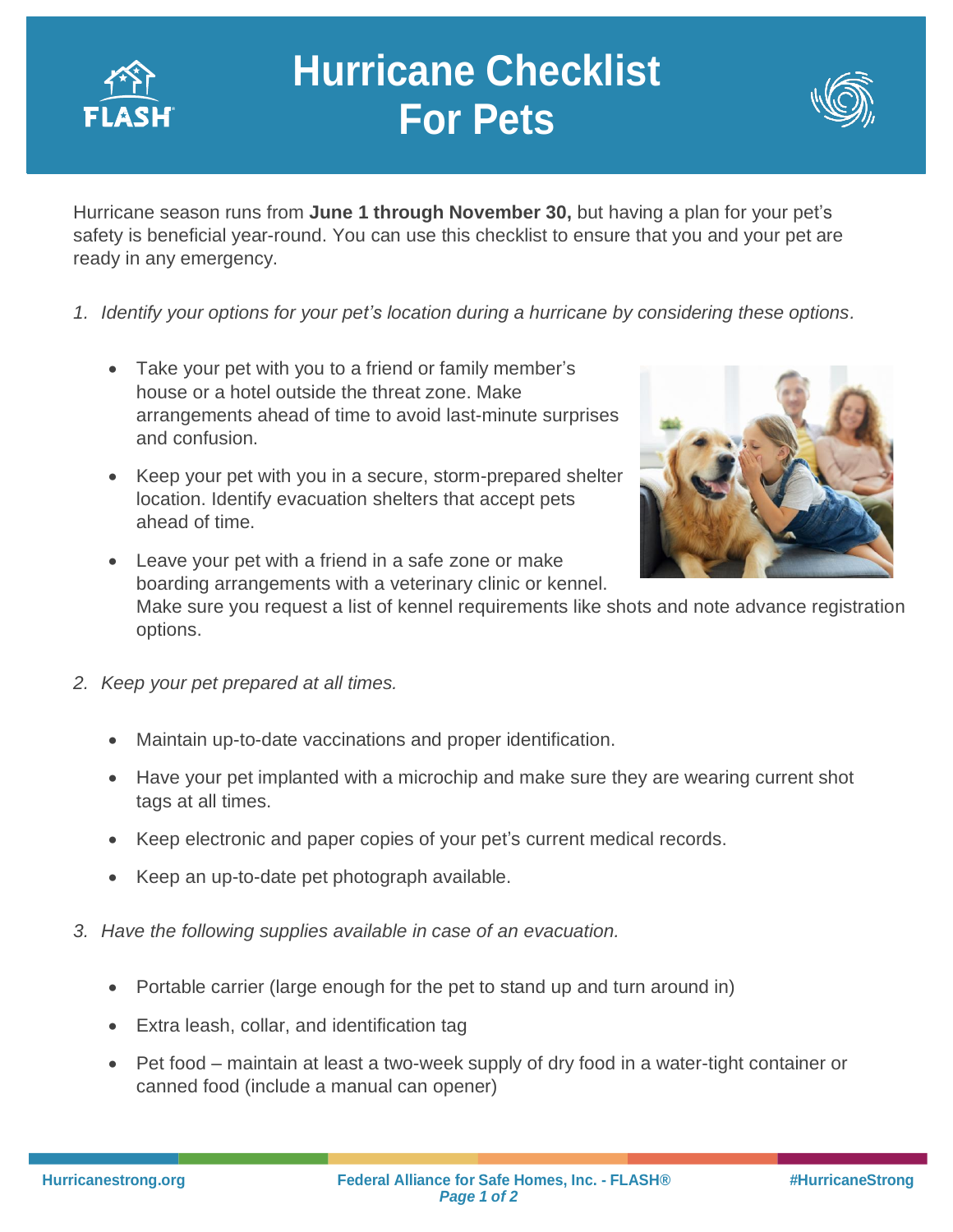# Hurricane Checklist For Pets

Hurricane season runs from **June 1 through November 30,** but having a plan for your pet's safety is beneficial year-round. You can use this checklist to ensure that you and your pet are ready in any emergency.

1. *Identify your options for your pet's location during a hurricane by considering these options.*

    - Take your pet with you to a friend or family member's house or a hotel outside the threat zone. Make arrangements ahead of time to avoid last-minute surprises and confusion.
    - Keep your pet with you in a secure, storm-prepared shelter location. Identify evacuation shelters that accept pets ahead of time.
    - Leave your pet with a friend in a safe zone or make boarding arrangements with a veterinary clinic or kennel. Make sure you request a list of kennel requirements like shots and note advance registration options.

2. *Keep your pet prepared at all times.*

    - Maintain up-to-date vaccinations and proper identification.
    - Have your pet implanted with a microchip and make sure they are wearing current shot tags at all times.
    - Keep electronic and paper copies of your pet's current medical records.
    - Keep an up-to-date pet photograph available.

3. *Have the following supplies available in case of an evacuation.*

    - Portable carrier (large enough for the pet to stand up and turn around in)
    - Extra leash, collar, and identification tag
    - Pet food – maintain at least a two-week supply of dry food in a water-tight container or canned food (include a manual can opener)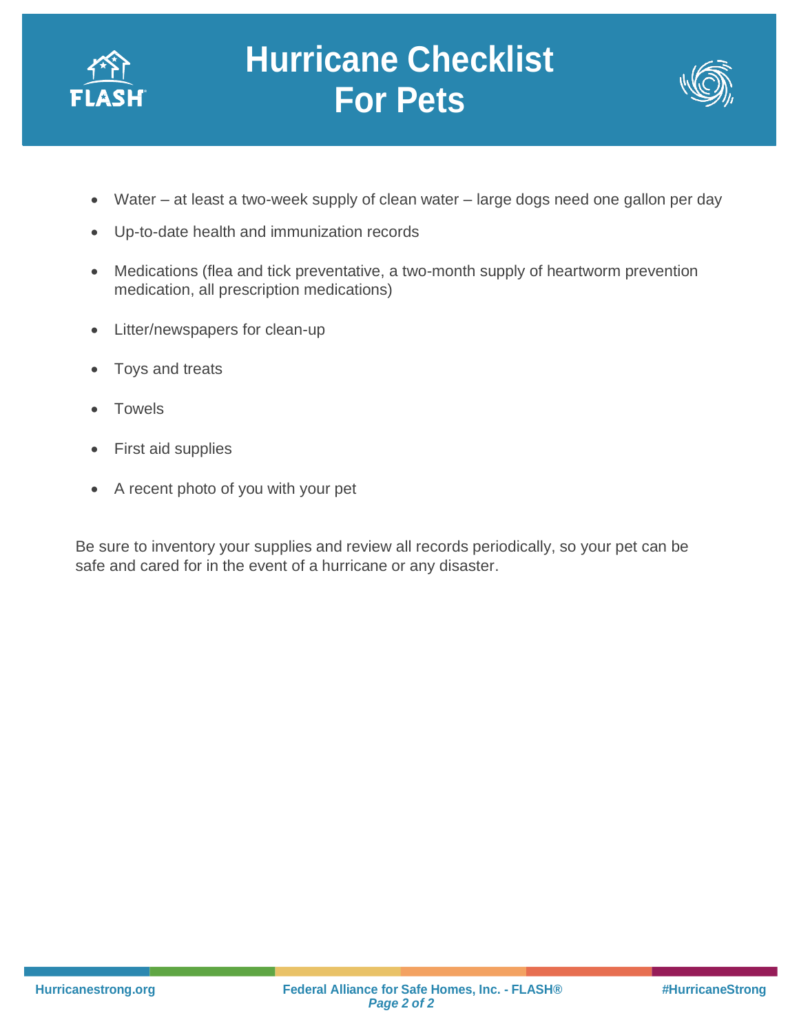# Hurricane Checklist For Pets

- Water – at least a two-week supply of clean water – large dogs need one gallon per day
- Up-to-date health and immunization records
- Medications (flea and tick preventative, a two-month supply of heartworm prevention medication, all prescription medications)
- Litter/newspapers for clean-up
- Toys and treats
- Towels
- First aid supplies
- A recent photo of you with your pet

Be sure to inventory your supplies and review all records periodically, so your pet can be safe and cared for in the event of a hurricane or any disaster.